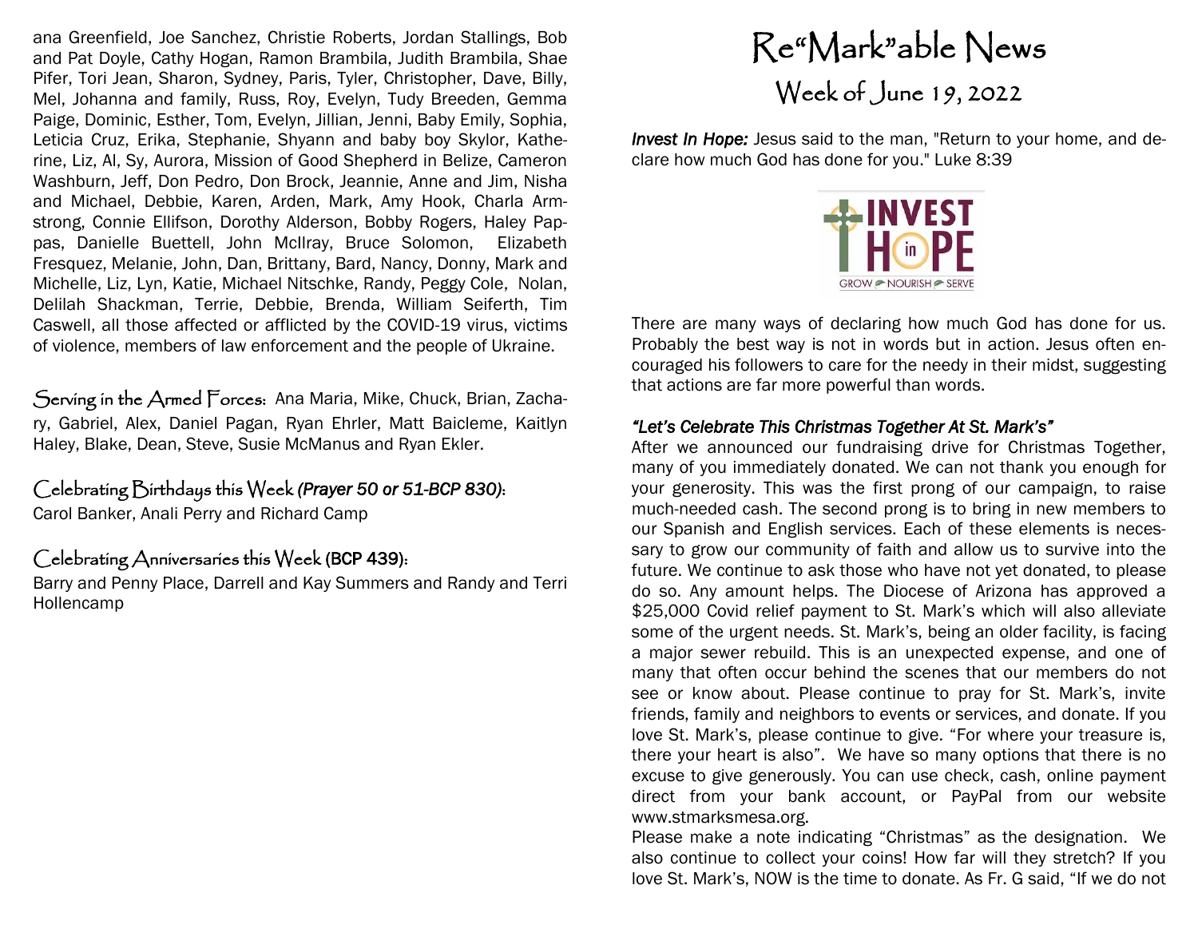ana Greenfield, Joe Sanchez, Christie Roberts, Jordan Stallings, Bob and Pat Doyle, Cathy Hogan, Ramon Brambila, Judith Brambila, Shae Pifer, Tori Jean, Sharon, Sydney, Paris, Tyler, Christopher, Dave, Billy, Mel, Johanna and family, Russ, Roy, Evelyn, Tudy Breeden, Gemma Paige, Dominic, Esther, Tom, Evelyn, Jillian, Jenni, Baby Emily, Sophia, Leticia Cruz, Erika, Stephanie, Shyann and baby boy Skylor, Katherine, Liz, Al, Sy, Aurora, Mission of Good Shepherd in Belize, Cameron Washburn, Jeff, Don Pedro, Don Brock, Jeannie, Anne and Jim, Nisha and Michael, Debbie, Karen, Arden, Mark, Amy Hook, Charla Armstrong, Connie Ellifson, Dorothy Alderson, Bobby Rogers, Haley Pappas, Danielle Buettell, John McIlray, Bruce Solomon, Elizabeth Fresquez, Melanie, John, Dan, Brittany, Bard, Nancy, Donny, Mark and Michelle, Liz, Lyn, Katie, Michael Nitschke, Randy, Peggy Cole, Nolan, Delilah Shackman, Terrie, Debbie, Brenda, William Seiferth, Tim Caswell, all those affected or afflicted by the COVID-19 virus, victims of violence, members of law enforcement and the people of Ukraine.

**Serving in the Armed Forces:** Ana Maria, Mike, Chuck, Brian, Zachary, Gabriel, Alex, Daniel Pagan, Ryan Ehrler, Matt Baicleme, Kaitlyn Haley, Blake, Dean, Steve, Susie McManus and Ryan Ekler.

**Celebrating Birthdays this Week *(Prayer 50 or 51-BCP 830)*:**
Carol Banker, Anali Perry and Richard Camp

**Celebrating Anniversaries this Week (BCP 439):**
Barry and Penny Place, Darrell and Kay Summers and Randy and Terri Hollencamp

# Re"Mark"able News

## Week of June 19, 2022

***Invest In Hope:*** Jesus said to the man, "Return to your home, and declare how much God has done for you." Luke 8:39

INVEST in HOPE
GROW NOURISH SERVE

There are many ways of declaring how much God has done for us. Probably the best way is not in words but in action. Jesus often encouraged his followers to care for the needy in their midst, suggesting that actions are far more powerful than words.

***"Let's Celebrate This Christmas Together At St. Mark's"***
After we announced our fundraising drive for Christmas Together, many of you immediately donated. We can not thank you enough for your generosity. This was the first prong of our campaign, to raise much-needed cash. The second prong is to bring in new members to our Spanish and English services. Each of these elements is necessary to grow our community of faith and allow us to survive into the future. We continue to ask those who have not yet donated, to please do so. Any amount helps. The Diocese of Arizona has approved a $25,000 Covid relief payment to St. Mark's which will also alleviate some of the urgent needs. St. Mark's, being an older facility, is facing a major sewer rebuild. This is an unexpected expense, and one of many that often occur behind the scenes that our members do not see or know about. Please continue to pray for St. Mark's, invite friends, family and neighbors to events or services, and donate. If you love St. Mark's, please continue to give. "For where your treasure is, there your heart is also". We have so many options that there is no excuse to give generously. You can use check, cash, online payment direct from your bank account, or PayPal from our website www.stmarksmesa.org.
Please make a note indicating "Christmas" as the designation. We also continue to collect your coins! How far will they stretch? If you love St. Mark's, NOW is the time to donate. As Fr. G said, "If we do not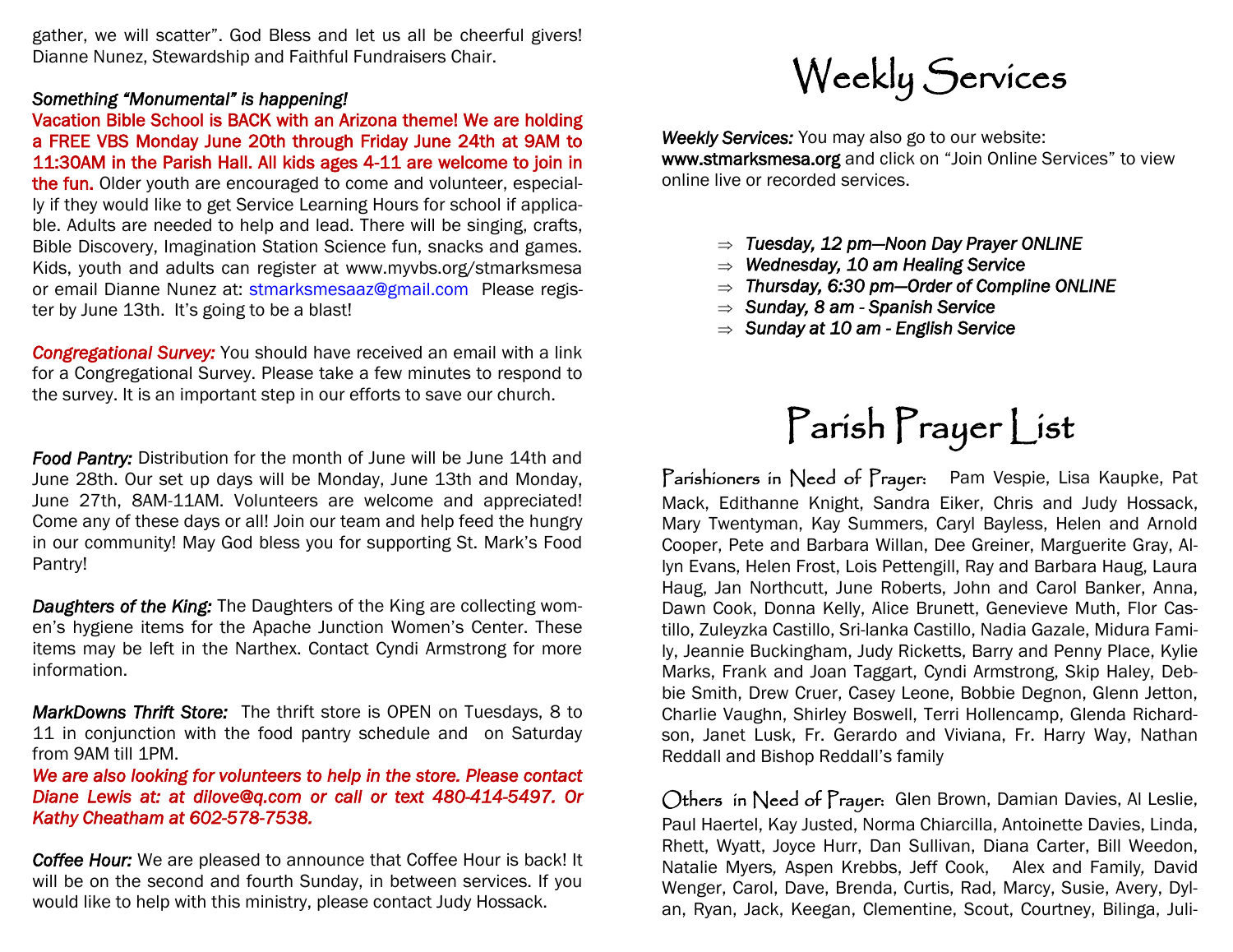gather, we will scatter". God Bless and let us all be cheerful givers! Dianne Nunez, Stewardship and Faithful Fundraisers Chair.

*Something "Monumental" is happening!*

**Vacation Bible School is BACK with an Arizona theme! We are holding a FREE VBS Monday June 20th through Friday June 24th at 9AM to 11:30AM in the Parish Hall. All kids ages 4-11 are welcome to join in the fun.** Older youth are encouraged to come and volunteer, especially if they would like to get Service Learning Hours for school if applicable. Adults are needed to help and lead. There will be singing, crafts, Bible Discovery, Imagination Station Science fun, snacks and games. Kids, youth and adults can register at www.myvbs.org/stmarksmesa or email Dianne Nunez at: stmarksmesaaz@gmail.com Please register by June 13th. It's going to be a blast!

***Congregational Survey:*** You should have received an email with a link for a Congregational Survey. Please take a few minutes to respond to the survey. It is an important step in our efforts to save our church.

***Food Pantry:*** Distribution for the month of June will be June 14th and June 28th. Our set up days will be Monday, June 13th and Monday, June 27th, 8AM-11AM. Volunteers are welcome and appreciated! Come any of these days or all! Join our team and help feed the hungry in our community! May God bless you for supporting St. Mark's Food Pantry!

***Daughters of the King:*** The Daughters of the King are collecting women's hygiene items for the Apache Junction Women's Center. These items may be left in the Narthex. Contact Cyndi Armstrong for more information.

***MarkDowns Thrift Store:*** The thrift store is OPEN on Tuesdays, 8 to 11 in conjunction with the food pantry schedule and on Saturday from 9AM till 1PM.

***We are also looking for volunteers to help in the store. Please contact Diane Lewis at: at dilove@q.com or call or text 480-414-5497. Or Kathy Cheatham at 602-578-7538.***

***Coffee Hour:*** We are pleased to announce that Coffee Hour is back! It will be on the second and fourth Sunday, in between services. If you would like to help with this ministry, please contact Judy Hossack.

# Weekly Services

***Weekly Services:*** You may also go to our website: **www.stmarksmesa.org** and click on "Join Online Services" to view online live or recorded services.

- ***Tuesday, 12 pm—Noon Day Prayer ONLINE***
- ***Wednesday, 10 am Healing Service***
- ***Thursday, 6:30 pm—Order of Compline ONLINE***
- ***Sunday, 8 am - Spanish Service***
- ***Sunday at 10 am - English Service***

# Parish Prayer List

Parishioners in Need of Prayer: Pam Vespie, Lisa Kaupke, Pat Mack, Edithanne Knight, Sandra Eiker, Chris and Judy Hossack, Mary Twentyman, Kay Summers, Caryl Bayless, Helen and Arnold Cooper, Pete and Barbara Willan, Dee Greiner, Marguerite Gray, Allyn Evans, Helen Frost, Lois Pettengill, Ray and Barbara Haug, Laura Haug, Jan Northcutt, June Roberts, John and Carol Banker, Anna, Dawn Cook, Donna Kelly, Alice Brunett, Genevieve Muth, Flor Castillo, Zuleyzka Castillo, Sri-lanka Castillo, Nadia Gazale, Midura Family, Jeannie Buckingham, Judy Ricketts, Barry and Penny Place, Kylie Marks, Frank and Joan Taggart, Cyndi Armstrong, Skip Haley, Debbie Smith, Drew Cruer, Casey Leone, Bobbie Degnon, Glenn Jetton, Charlie Vaughn, Shirley Boswell, Terri Hollencamp, Glenda Richardson, Janet Lusk, Fr. Gerardo and Viviana, Fr. Harry Way, Nathan Reddall and Bishop Reddall's family

Others in Need of Prayer: Glen Brown, Damian Davies, Al Leslie, Paul Haertel, Kay Justed, Norma Chiarcilla, Antoinette Davies, Linda, Rhett, Wyatt, Joyce Hurr, Dan Sullivan, Diana Carter, Bill Weedon, Natalie Myers, Aspen Krebbs, Jeff Cook, Alex and Family, David Wenger, Carol, Dave, Brenda, Curtis, Rad, Marcy, Susie, Avery, Dylan, Ryan, Jack, Keegan, Clementine, Scout, Courtney, Bilinga, Juli-